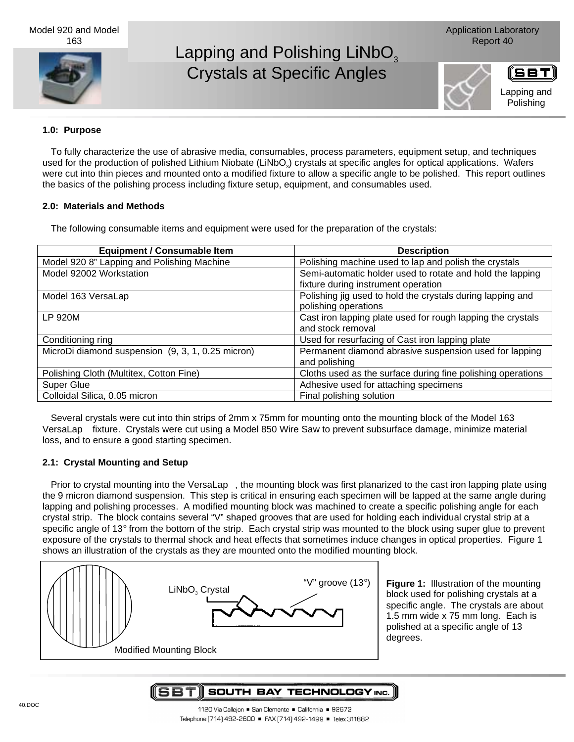# Lapping and Polishing $LiNbO_3$ Crystals at Specific Angles

Model 920 and Model 163

Application Laboratory Report 40

Lapping and Polishing

## 1.0: Purpose

To fully characterize the use of abrasive media, consumables, process parameters, equipment setup, and techniques used for the production of polished Lithium Niobate ($LiNbO_3$) crystals at specific angles for optical applications. Wafers were cut into thin pieces and mounted onto a modified fixture to allow a specific angle to be polished. This report outlines the basics of the polishing process including fixture setup, equipment, and consumables used.

## 2.0: Materials and Methods

The following consumable items and equipment were used for the preparation of the crystals:

| Equipment / Consumable Item | Description |
|---|---|
| Model 920 8" Lapping and Polishing Machine | Polishing machine used to lap and polish the crystals |
| Model 92002 Workstation | Semi-automatic holder used to rotate and hold the lapping fixture during instrument operation |
| Model 163 VersaLap | Polishing jig used to hold the crystals during lapping and polishing operations |
| LP 920M | Cast iron lapping plate used for rough lapping the crystals and stock removal |
| Conditioning ring | Used for resurfacing of Cast iron lapping plate |
| MicroDi diamond suspension (9, 3, 1, 0.25 micron) | Permanent diamond abrasive suspension used for lapping and polishing |
| Polishing Cloth (Multitex, Cotton Fine) | Cloths used as the surface during fine polishing operations |
| Super Glue | Adhesive used for attaching specimens |
| Colloidal Silica, 0.05 micron | Final polishing solution |

Several crystals were cut into thin strips of 2mm x 75mm for mounting onto the mounting block of the Model 163 VersaLap fixture. Crystals were cut using a Model 850 Wire Saw to prevent subsurface damage, minimize material loss, and to ensure a good starting specimen.

### 2.1: Crystal Mounting and Setup

Prior to crystal mounting into the VersaLap, the mounting block was first planarized to the cast iron lapping plate using the 9 micron diamond suspension. This step is critical in ensuring each specimen will be lapped at the same angle during lapping and polishing processes. A modified mounting block was machined to create a specific polishing angle for each crystal strip. The block contains several "V" shaped grooves that are used for holding each individual crystal strip at a specific angle of 13° from the bottom of the strip. Each crystal strip was mounted to the block using super glue to prevent exposure of the crystals to thermal shock and heat effects that sometimes induce changes in optical properties. Figure 1 shows an illustration of the crystals as they are mounted onto the modified mounting block.

Modified Mounting Block — $LiNbO_3$ Crystal — "V" groove (13°)

**Figure 1:** Illustration of the mounting block used for polishing crystals at a specific angle. The crystals are about 1.5 mm wide x 75 mm long. Each is polished at a specific angle of 13 degrees.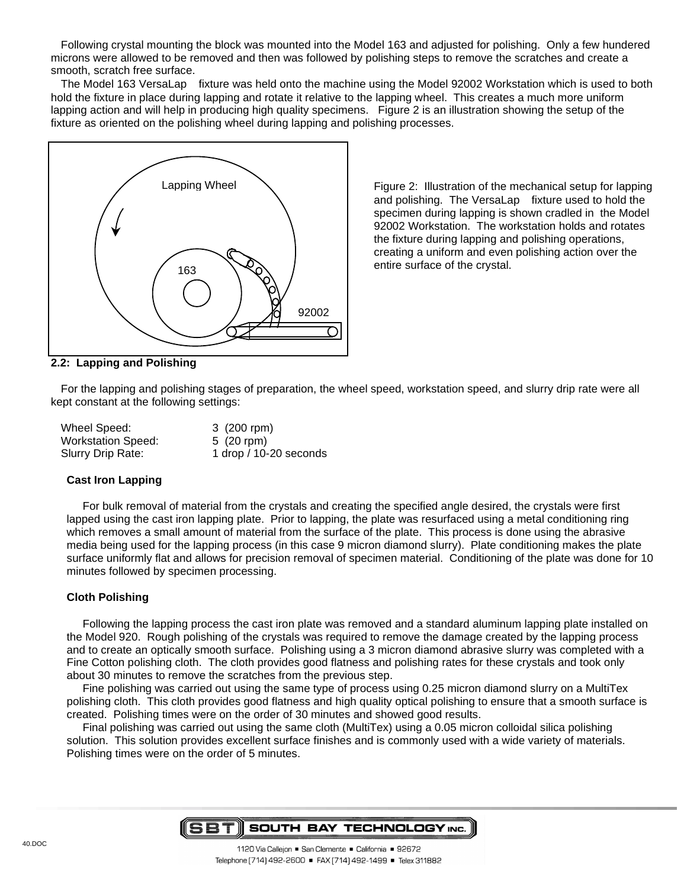Following crystal mounting the block was mounted into the Model 163 and adjusted for polishing. Only a few hundered microns were allowed to be removed and then was followed by polishing steps to remove the scratches and create a smooth, scratch free surface.

The Model 163 VersaLap fixture was held onto the machine using the Model 92002 Workstation which is used to both hold the fixture in place during lapping and rotate it relative to the lapping wheel. This creates a much more uniform lapping action and will help in producing high quality specimens. Figure 2 is an illustration showing the setup of the fixture as oriented on the polishing wheel during lapping and polishing processes.

Figure 2: Illustration of the mechanical setup for lapping and polishing. The VersaLap fixture used to hold the specimen during lapping is shown cradled in the Model 92002 Workstation. The workstation holds and rotates the fixture during lapping and polishing operations, creating a uniform and even polishing action over the entire surface of the crystal.

## 2.2: Lapping and Polishing

For the lapping and polishing stages of preparation, the wheel speed, workstation speed, and slurry drip rate were all kept constant at the following settings:

| | |
|---|---|
| Wheel Speed: | 3 (200 rpm) |
| Workstation Speed: | 5 (20 rpm) |
| Slurry Drip Rate: | 1 drop / 10-20 seconds |

### Cast Iron Lapping

For bulk removal of material from the crystals and creating the specified angle desired, the crystals were first lapped using the cast iron lapping plate. Prior to lapping, the plate was resurfaced using a metal conditioning ring which removes a small amount of material from the surface of the plate. This process is done using the abrasive media being used for the lapping process (in this case 9 micron diamond slurry). Plate conditioning makes the plate surface uniformly flat and allows for precision removal of specimen material. Conditioning of the plate was done for 10 minutes followed by specimen processing.

### Cloth Polishing

Following the lapping process the cast iron plate was removed and a standard aluminum lapping plate installed on the Model 920. Rough polishing of the crystals was required to remove the damage created by the lapping process and to create an optically smooth surface. Polishing using a 3 micron diamond abrasive slurry was completed with a Fine Cotton polishing cloth. The cloth provides good flatness and polishing rates for these crystals and took only about 30 minutes to remove the scratches from the previous step.

Fine polishing was carried out using the same type of process using 0.25 micron diamond slurry on a MultiTex polishing cloth. This cloth provides good flatness and high quality optical polishing to ensure that a smooth surface is created. Polishing times were on the order of 30 minutes and showed good results.

Final polishing was carried out using the same cloth (MultiTex) using a 0.05 micron colloidal silica polishing solution. This solution provides excellent surface finishes and is commonly used with a wide variety of materials. Polishing times were on the order of 5 minutes.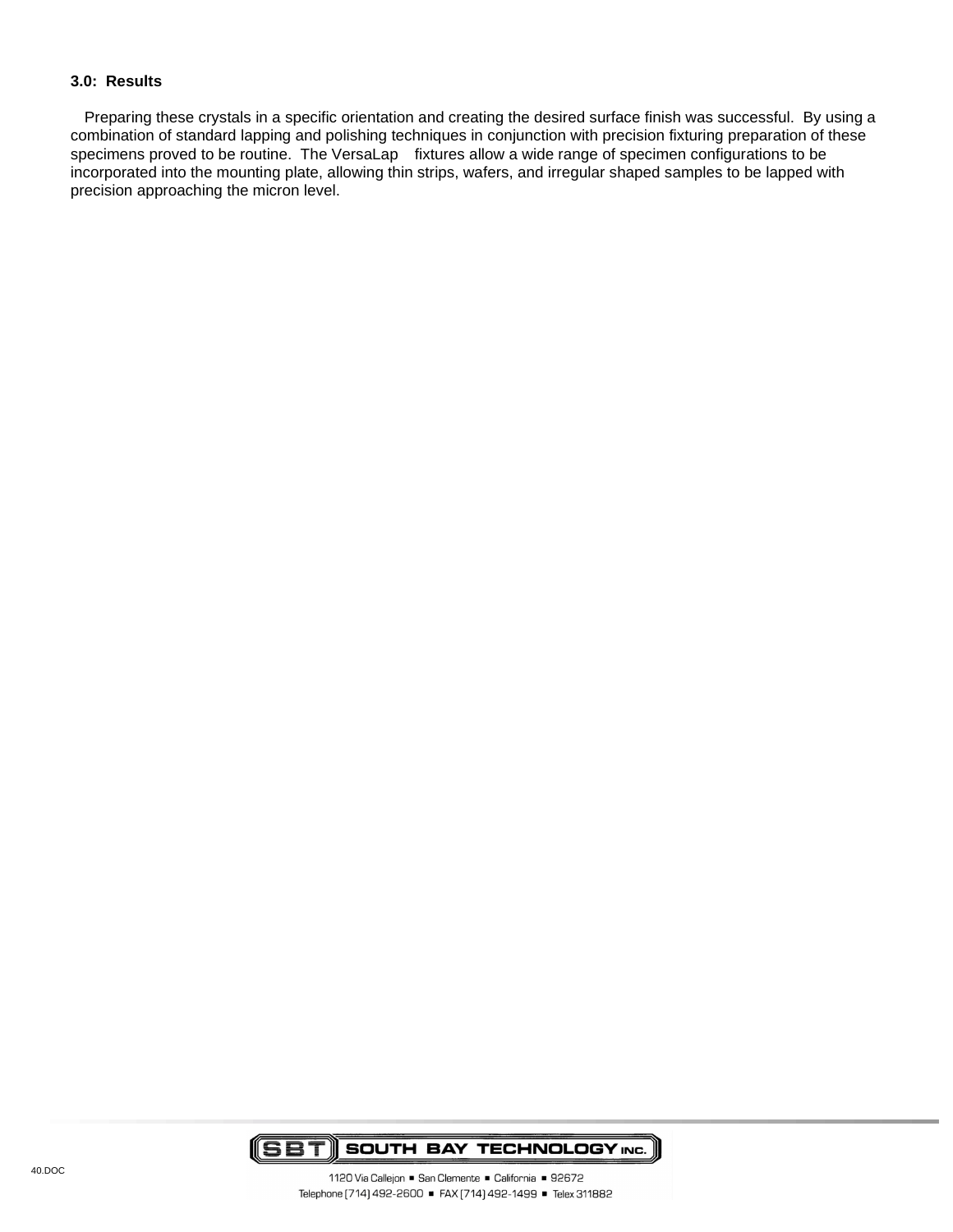### 3.0: Results

Preparing these crystals in a specific orientation and creating the desired surface finish was successful. By using a combination of standard lapping and polishing techniques in conjunction with precision fixturing preparation of these specimens proved to be routine. The VersaLap fixtures allow a wide range of specimen configurations to be incorporated into the mounting plate, allowing thin strips, wafers, and irregular shaped samples to be lapped with precision approaching the micron level.